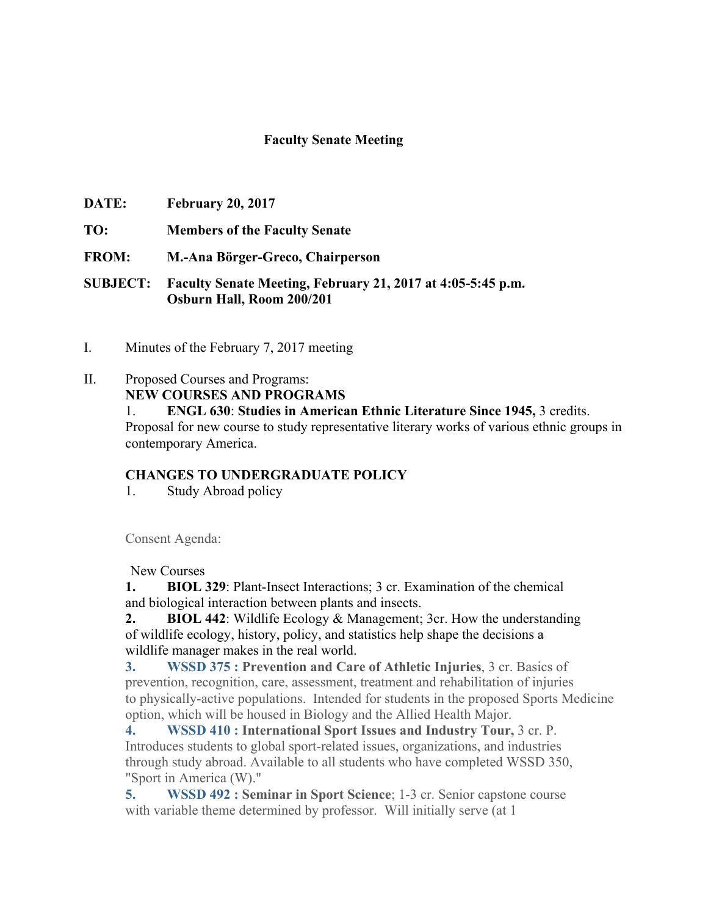# Faculty Senate Meeting

**DATE:** February 20, 2017

**TO:** Members of the Faculty Senate

**FROM:** M.-Ana Börger-Greco, Chairperson

**SUBJECT:** Faculty Senate Meeting, February 21, 2017 at 4:05-5:45 p.m. Osburn Hall, Room 200/201

I. Minutes of the February 7, 2017 meeting

II. Proposed Courses and Programs:

**NEW COURSES AND PROGRAMS**

1. **ENGL 630**: **Studies in American Ethnic Literature Since 1945,** 3 credits. Proposal for new course to study representative literary works of various ethnic groups in contemporary America.

**CHANGES TO UNDERGRADUATE POLICY**

1. Study Abroad policy

Consent Agenda:

New Courses

**1.** **BIOL 329**: Plant-Insect Interactions; 3 cr. Examination of the chemical and biological interaction between plants and insects.

**2.** **BIOL 442**: Wildlife Ecology & Management; 3cr. How the understanding of wildlife ecology, history, policy, and statistics help shape the decisions a wildlife manager makes in the real world.

**3.** **WSSD 375 : Prevention and Care of Athletic Injuries**, 3 cr. Basics of prevention, recognition, care, assessment, treatment and rehabilitation of injuries to physically-active populations. Intended for students in the proposed Sports Medicine option, which will be housed in Biology and the Allied Health Major.

**4.** **WSSD 410 : International Sport Issues and Industry Tour,** 3 cr. P. Introduces students to global sport-related issues, organizations, and industries through study abroad. Available to all students who have completed WSSD 350, "Sport in America (W)."

**5.** **WSSD 492 : Seminar in Sport Science**; 1-3 cr. Senior capstone course with variable theme determined by professor. Will initially serve (at 1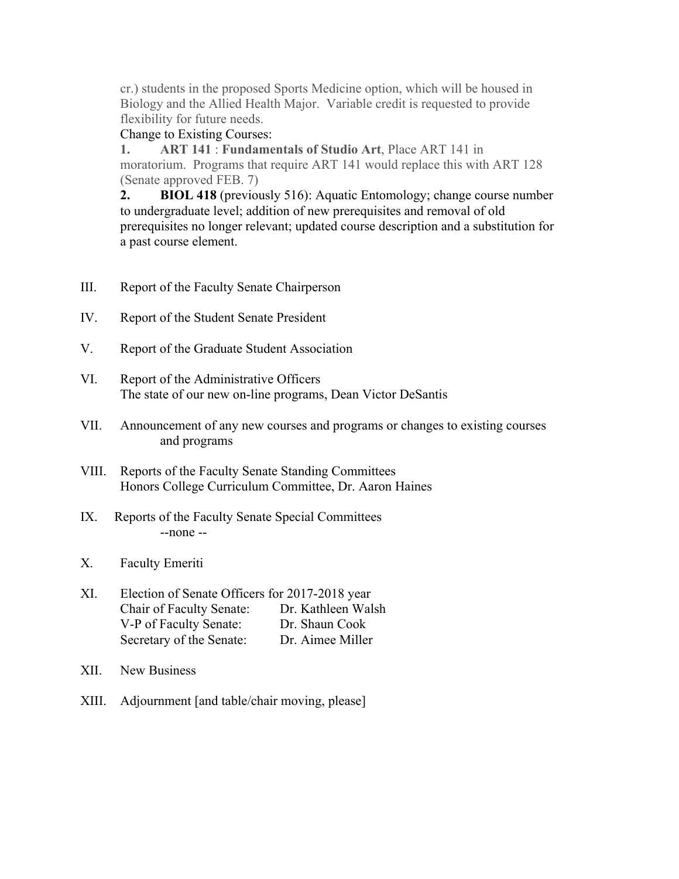cr.) students in the proposed Sports Medicine option, which will be housed in Biology and the Allied Health Major. Variable credit is requested to provide flexibility for future needs.

Change to Existing Courses:

1. **ART 141** : **Fundamentals of Studio Art**, Place ART 141 in moratorium. Programs that require ART 141 would replace this with ART 128 (Senate approved FEB. 7)
2. **BIOL 418** (previously 516): Aquatic Entomology; change course number to undergraduate level; addition of new prerequisites and removal of old prerequisites no longer relevant; updated course description and a substitution for a past course element.

III. Report of the Faculty Senate Chairperson

IV. Report of the Student Senate President

V. Report of the Graduate Student Association

VI. Report of the Administrative Officers
The state of our new on-line programs, Dean Victor DeSantis

VII. Announcement of any new courses and programs or changes to existing courses and programs

VIII. Reports of the Faculty Senate Standing Committees
Honors College Curriculum Committee, Dr. Aaron Haines

IX. Reports of the Faculty Senate Special Committees
--none --

X. Faculty Emeriti

XI. Election of Senate Officers for 2017-2018 year

| | |
|---|---|
| Chair of Faculty Senate: | Dr. Kathleen Walsh |
| V-P of Faculty Senate: | Dr. Shaun Cook |
| Secretary of the Senate: | Dr. Aimee Miller |

XII. New Business

XIII. Adjournment [and table/chair moving, please]